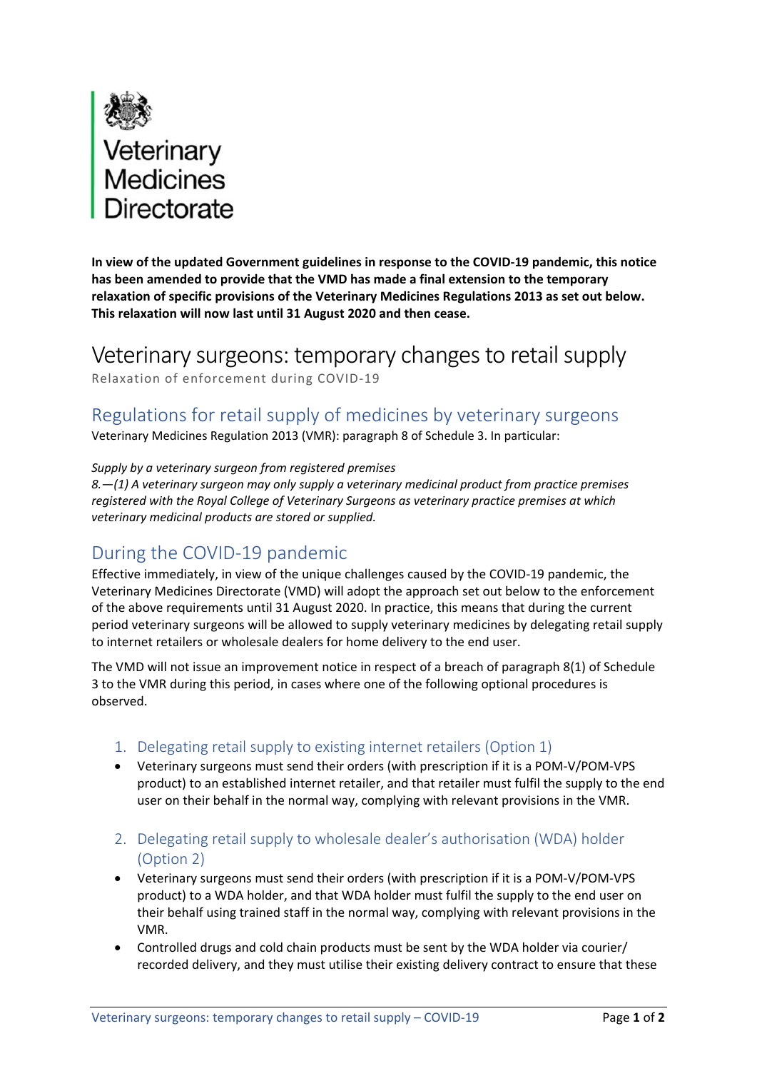Veterinary Medicines Directorate

**In view of the updated Government guidelines in response to the COVID-19 pandemic, this notice has been amended to provide that the VMD has made a final extension to the temporary relaxation of specific provisions of the Veterinary Medicines Regulations 2013 as set out below. This relaxation will now last until 31 August 2020 and then cease.**

# Veterinary surgeons: temporary changes to retail supply

Relaxation of enforcement during COVID-19

## Regulations for retail supply of medicines by veterinary surgeons

Veterinary Medicines Regulation 2013 (VMR): paragraph 8 of Schedule 3. In particular:

*Supply by a veterinary surgeon from registered premises*

*8.—(1) A veterinary surgeon may only supply a veterinary medicinal product from practice premises registered with the Royal College of Veterinary Surgeons as veterinary practice premises at which veterinary medicinal products are stored or supplied.*

## During the COVID-19 pandemic

Effective immediately, in view of the unique challenges caused by the COVID-19 pandemic, the Veterinary Medicines Directorate (VMD) will adopt the approach set out below to the enforcement of the above requirements until 31 August 2020. In practice, this means that during the current period veterinary surgeons will be allowed to supply veterinary medicines by delegating retail supply to internet retailers or wholesale dealers for home delivery to the end user.

The VMD will not issue an improvement notice in respect of a breach of paragraph 8(1) of Schedule 3 to the VMR during this period, in cases where one of the following optional procedures is observed.

### 1. Delegating retail supply to existing internet retailers (Option 1)

- Veterinary surgeons must send their orders (with prescription if it is a POM-V/POM-VPS product) to an established internet retailer, and that retailer must fulfil the supply to the end user on their behalf in the normal way, complying with relevant provisions in the VMR.

### 2. Delegating retail supply to wholesale dealer's authorisation (WDA) holder (Option 2)

- Veterinary surgeons must send their orders (with prescription if it is a POM-V/POM-VPS product) to a WDA holder, and that WDA holder must fulfil the supply to the end user on their behalf using trained staff in the normal way, complying with relevant provisions in the VMR.
- Controlled drugs and cold chain products must be sent by the WDA holder via courier/ recorded delivery, and they must utilise their existing delivery contract to ensure that these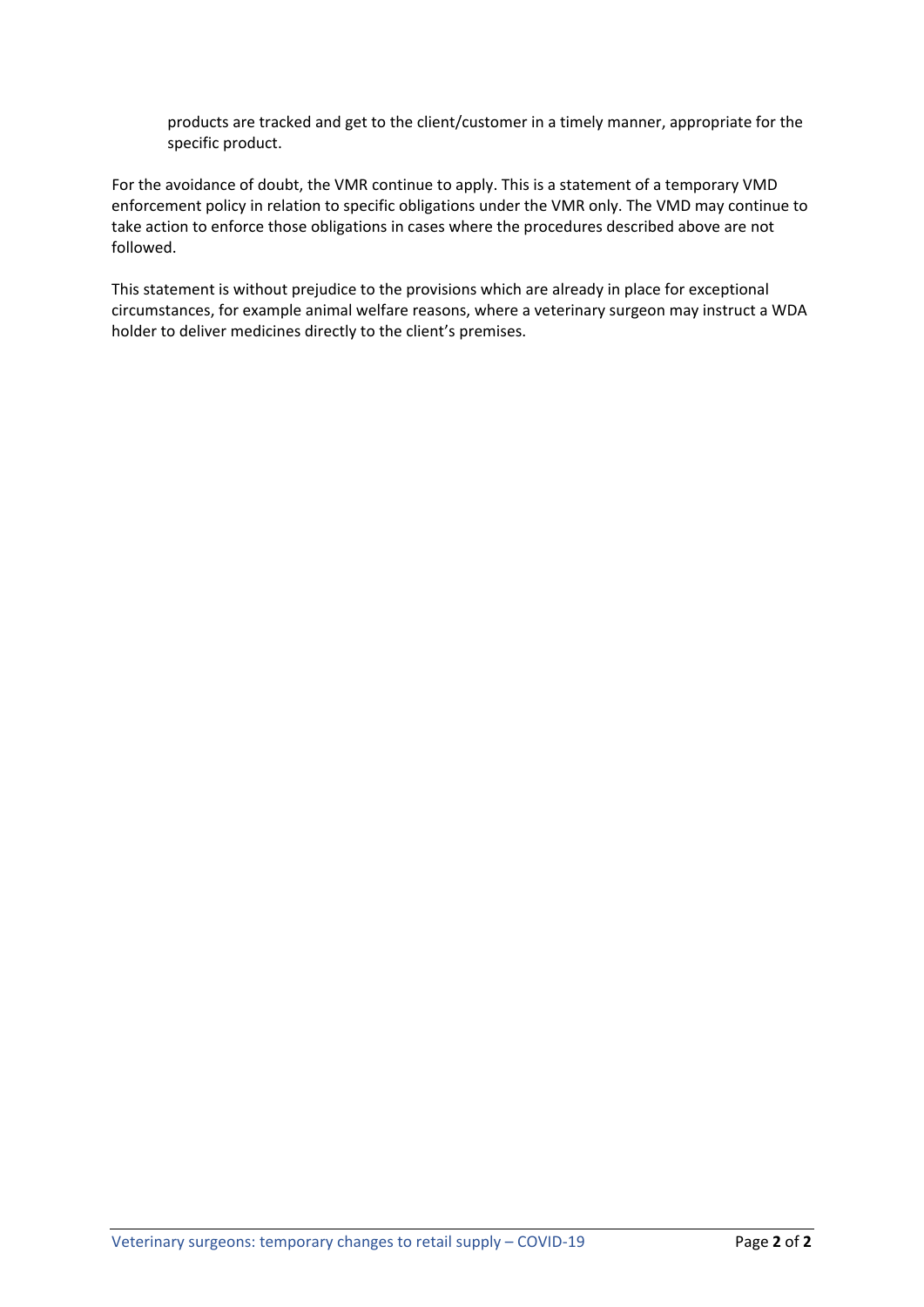products are tracked and get to the client/customer in a timely manner, appropriate for the specific product.

For the avoidance of doubt, the VMR continue to apply. This is a statement of a temporary VMD enforcement policy in relation to specific obligations under the VMR only. The VMD may continue to take action to enforce those obligations in cases where the procedures described above are not followed.

This statement is without prejudice to the provisions which are already in place for exceptional circumstances, for example animal welfare reasons, where a veterinary surgeon may instruct a WDA holder to deliver medicines directly to the client's premises.